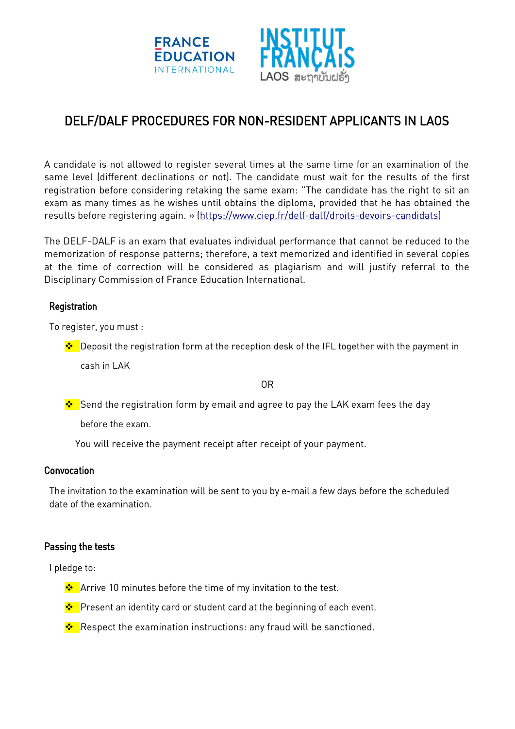# DELF/DALF PROCEDURES FOR NON-RESIDENT APPLICANTS IN LAOS

A candidate is not allowed to register several times at the same time for an examination of the same level (different declinations or not). The candidate must wait for the results of the first registration before considering retaking the same exam: "The candidate has the right to sit an exam as many times as he wishes until obtains the diploma, provided that he has obtained the results before registering again. » (https://www.ciep.fr/delf-dalf/droits-devoirs-candidats)

The DELF-DALF is an exam that evaluates individual performance that cannot be reduced to the memorization of response patterns; therefore, a text memorized and identified in several copies at the time of correction will be considered as plagiarism and will justify referral to the Disciplinary Commission of France Education International.

## Registration

To register, you must :

- Deposit the registration form at the reception desk of the IFL together with the payment in cash in LAK

OR

- Send the registration form by email and agree to pay the LAK exam fees the day before the exam.

You will receive the payment receipt after receipt of your payment.

## Convocation

The invitation to the examination will be sent to you by e-mail a few days before the scheduled date of the examination.

## Passing the tests

I pledge to:

- Arrive 10 minutes before the time of my invitation to the test.
- Present an identity card or student card at the beginning of each event.
- Respect the examination instructions: any fraud will be sanctioned.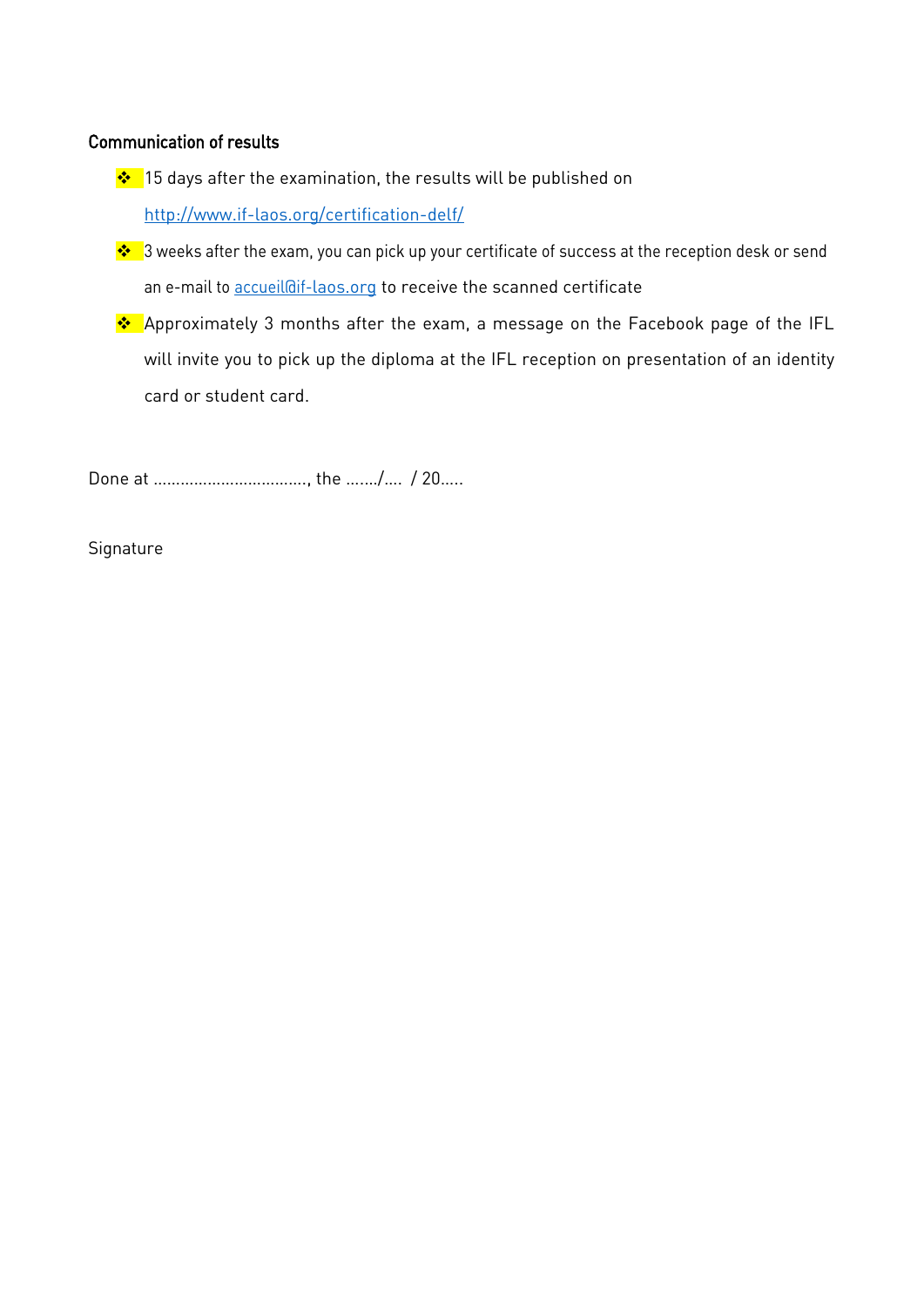**Communication of results**

- 15 days after the examination, the results will be published on http://www.if-laos.org/certification-delf/
- 3 weeks after the exam, you can pick up your certificate of success at the reception desk or send an e-mail to accueil@if-laos.org to receive the scanned certificate
- Approximately 3 months after the exam, a message on the Facebook page of the IFL will invite you to pick up the diploma at the IFL reception on presentation of an identity card or student card.

Done at ................................., the ......./.... / 20.....

Signature